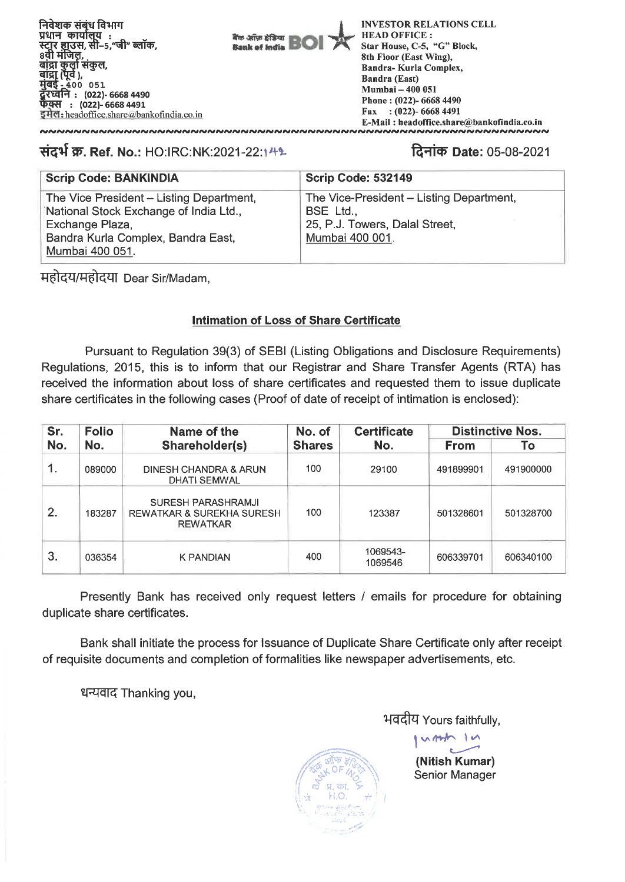निवेशक संबंध विभाग
प्रधान कार्यालय :
स्टार हाउस, सी–5,"जी" ब्लॉक,
8वी मंजिल,
बांद्रा कुर्ला संकुल,
बांद्रा (पूर्व ),
मुंबई - 400 051
दूरध्वनि : (022)- 6668 4490
फैक्स : (022)- 6668 4491
इमेल: headoffice.share@bankofindia.co.in

बैंक ऑफ़ इंडिया Bank of India BOI

INVESTOR RELATIONS CELL
HEAD OFFICE :
Star House, C-5, "G" Block,
8th Floor (East Wing),
Bandra- Kurla Complex,
Bandra (East)
Mumbai – 400 051
Phone : (022)- 6668 4490
Fax : (022)- 6668 4491
E-Mail : headoffice.share@bankofindia.co.in

**संदर्भ क्र. Ref. No.:** HO:IRC:NK:2021-22:142

**दिनांक Date:** 05-08-2021

| Scrip Code: BANKINDIA | Scrip Code: 532149 |
|---|---|
| The Vice President – Listing Department, National Stock Exchange of India Ltd., Exchange Plaza, Bandra Kurla Complex, Bandra East, Mumbai 400 051. | The Vice-President – Listing Department, BSE Ltd., 25, P.J. Towers, Dalal Street, Mumbai 400 001. |

महोदय/महोदया Dear Sir/Madam,

**Intimation of Loss of Share Certificate**

Pursuant to Regulation 39(3) of SEBI (Listing Obligations and Disclosure Requirements) Regulations, 2015, this is to inform that our Registrar and Share Transfer Agents (RTA) has received the information about loss of share certificates and requested them to issue duplicate share certificates in the following cases (Proof of date of receipt of intimation is enclosed):

| Sr. No. | Folio No. | Name of the Shareholder(s) | No. of Shares | Certificate No. | Distinctive Nos. | |
|---|---|---|---|---|---|---|
| | | | | | From | To |
| 1. | 089000 | DINESH CHANDRA & ARUN DHATI SEMWAL | 100 | 29100 | 491899901 | 491900000 |
| 2. | 183287 | SURESH PARASHRAMJI REWATKAR & SUREKHA SURESH REWATKAR | 100 | 123387 | 501328601 | 501328700 |
| 3. | 036354 | K PANDIAN | 400 | 1069543-1069546 | 606339701 | 606340100 |

Presently Bank has received only request letters / emails for procedure for obtaining duplicate share certificates.

Bank shall initiate the process for Issuance of Duplicate Share Certificate only after receipt of requisite documents and completion of formalities like newspaper advertisements, etc.

धन्यवाद Thanking you,

भवदीय Yours faithfully,

**(Nitish Kumar)**
Senior Manager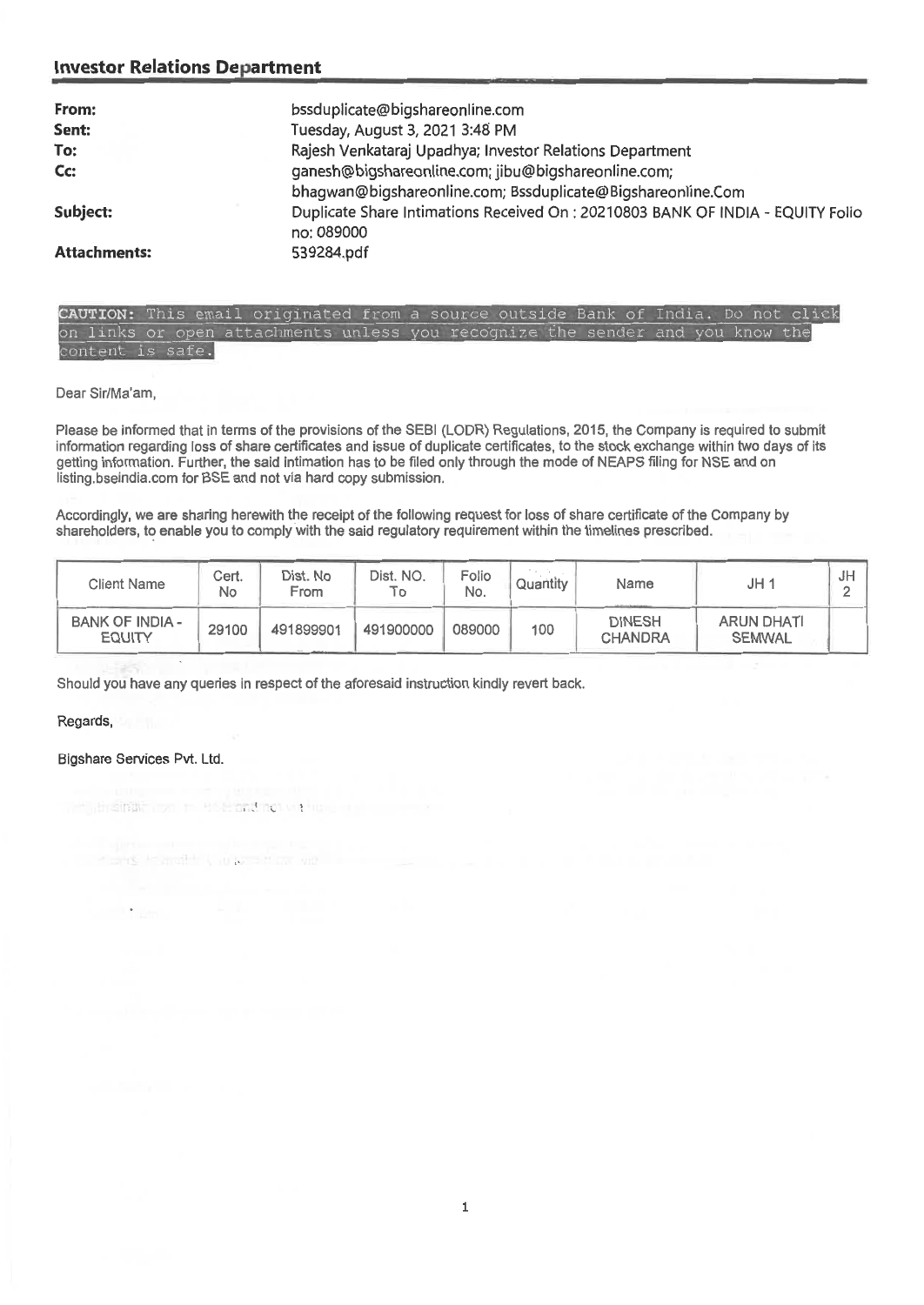## Investor Relations Department

**From:** bssduplicate@bigshareonline.com
**Sent:** Tuesday, August 3, 2021 3:48 PM
**To:** Rajesh Venkataraj Upadhya; Investor Relations Department
**Cc:** ganesh@bigshareonline.com; jibu@bigshareonline.com; bhagwan@bigshareonline.com; Bssduplicate@Bigshareonline.Com
**Subject:** Duplicate Share Intimations Received On : 20210803 BANK OF INDIA - EQUITY Folio no: 089000
**Attachments:** 539284.pdf

CAUTION: This email originated from a source outside Bank of India. Do not click on links or open attachments unless you recognize the sender and you know the content is safe.

Dear Sir/Ma'am,

Please be informed that in terms of the provisions of the SEBI (LODR) Regulations, 2015, the Company is required to submit information regarding loss of share certificates and issue of duplicate certificates, to the stock exchange within two days of its getting information. Further, the said intimation has to be filed only through the mode of NEAPS filing for NSE and on listing.bseindia.com for BSE and not via hard copy submission.

Accordingly, we are sharing herewith the receipt of the following request for loss of share certificate of the Company by shareholders, to enable you to comply with the said regulatory requirement within the timelines prescribed.

| Client Name | Cert. No | Dist. No From | Dist. NO. To | Folio No. | Quantity | Name | JH 1 | JH 2 |
|---|---|---|---|---|---|---|---|---|
| BANK OF INDIA - EQUITY | 29100 | 491899901 | 491900000 | 089000 | 100 | DINESH CHANDRA | ARUN DHATI SEMWAL | |

Should you have any queries in respect of the aforesaid instruction kindly revert back.

Regards,

Bigshare Services Pvt. Ltd.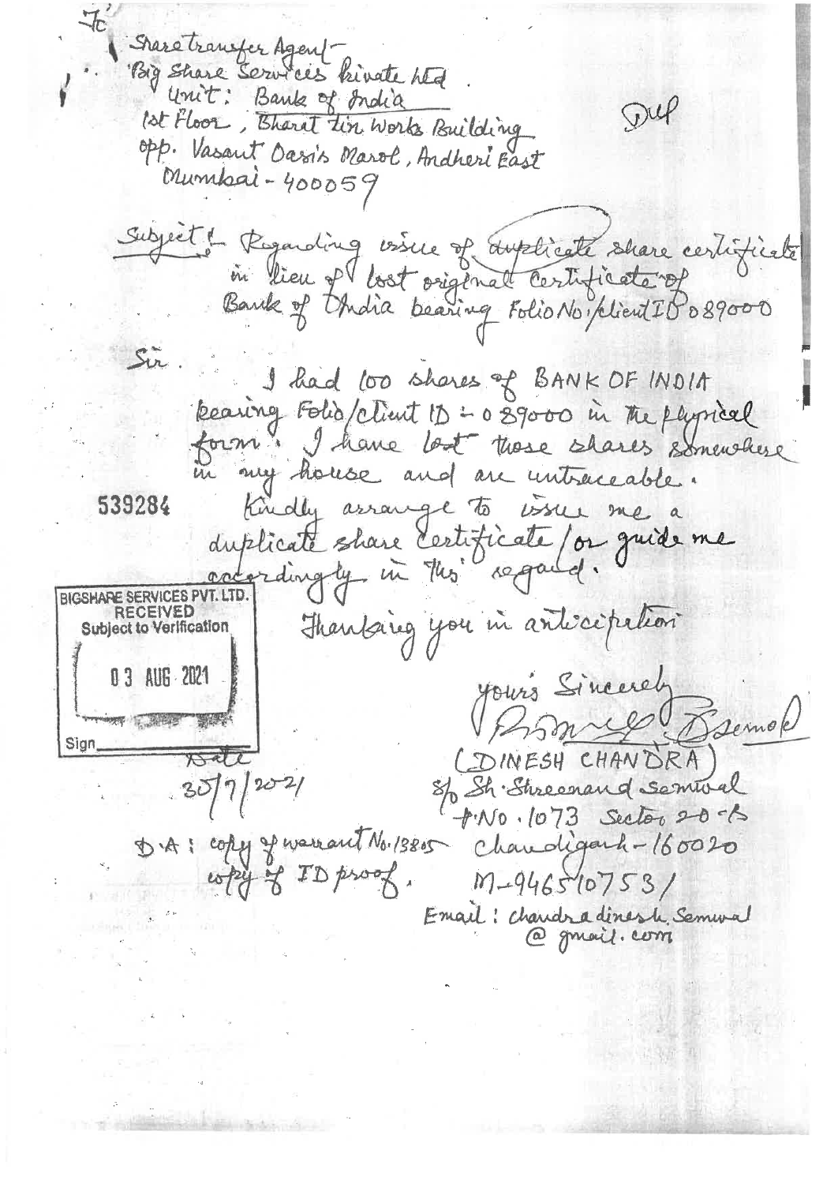To

Share transfer Agent

Big Share Services Private Ltd.

Unit: Bank of India

1st Floor, Bharat Tin Works Building

opp. Vasant Oasis Marol, Andheri East

Mumbai - 400059

Dup

Subject :- Regarding issue of duplicate share certificate in lieu of lost original certificate of Bank of India bearing Folio No./client ID 089000

Sir.

I had 100 shares of BANK OF INDIA bearing Folio/client ID :- 089000 in the physical form. I have lost those shares somewhere in my house and are untraceable.

539284

Kindly arrange to issue me a duplicate share certificate / or guide me accordingly in this regard.

BIGSHARE SERVICES PVT. LTD.
RECEIVED
Subject to Verification
03 AUG 2021
Sign

Thanking you in anticipation

yours Sincerely

(DINESH CHANDRA)

S/o Sh. Shreenand Semwal

P.No. 1073 Sector 20-B

Chandigarh - 160020

M-9465107531

Email: chandradinesh.semwal@gmail.com

Date

30/7/2021

D.A: copy of warrant No. 13805

copy of ID proof.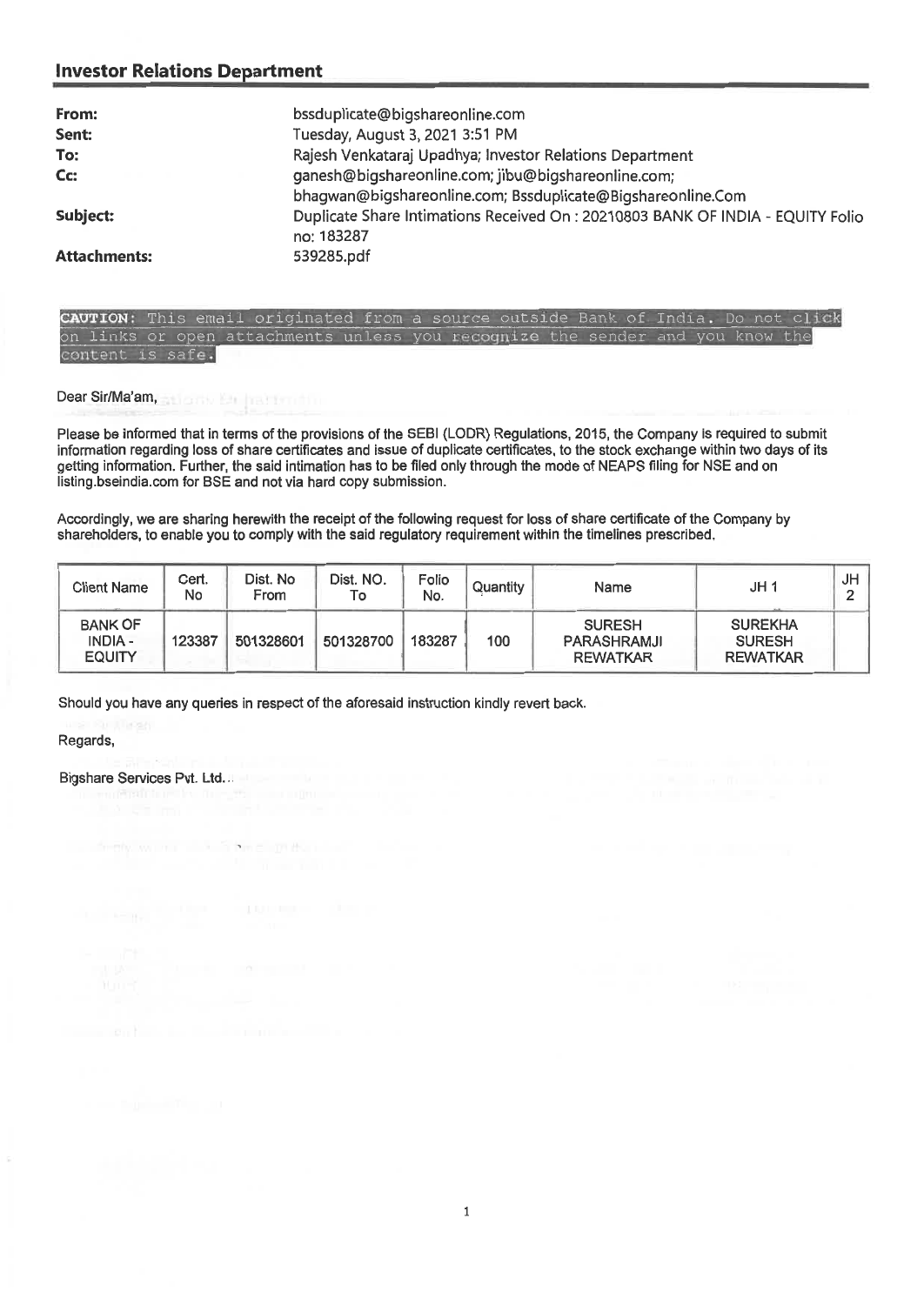## Investor Relations Department

| | |
|---|---|
| **From:** | bssduplicate@bigshareonline.com |
| **Sent:** | Tuesday, August 3, 2021 3:51 PM |
| **To:** | Rajesh Venkataraj Upadhya; Investor Relations Department |
| **Cc:** | ganesh@bigshareonline.com; jibu@bigshareonline.com; bhagwan@bigshareonline.com; Bssduplicate@Bigshareonline.Com |
| **Subject:** | Duplicate Share Intimations Received On : 20210803 BANK OF INDIA - EQUITY Folio no: 183287 |
| **Attachments:** | 539285.pdf |

**CAUTION:** This email originated from a source outside Bank of India. Do not click on links or open attachments unless you recognize the sender and you know the content is safe.

Dear Sir/Ma'am,

Please be informed that in terms of the provisions of the SEBI (LODR) Regulations, 2015, the Company is required to submit information regarding loss of share certificates and issue of duplicate certificates, to the stock exchange within two days of its getting information. Further, the said intimation has to be filed only through the mode of NEAPS filing for NSE and on listing.bseindia.com for BSE and not via hard copy submission.

Accordingly, we are sharing herewith the receipt of the following request for loss of share certificate of the Company by shareholders, to enable you to comply with the said regulatory requirement within the timelines prescribed.

| Client Name | Cert. No | Dist. No From | Dist. NO. To | Folio No. | Quantity | Name | JH 1 | JH 2 |
|---|---|---|---|---|---|---|---|---|
| BANK OF INDIA - EQUITY | 123387 | 501328601 | 501328700 | 183287 | 100 | SURESH PARASHRAMJI REWATKAR | SUREKHA SURESH REWATKAR | |

Should you have any queries in respect of the aforesaid instruction kindly revert back.

Regards,

Bigshare Services Pvt. Ltd..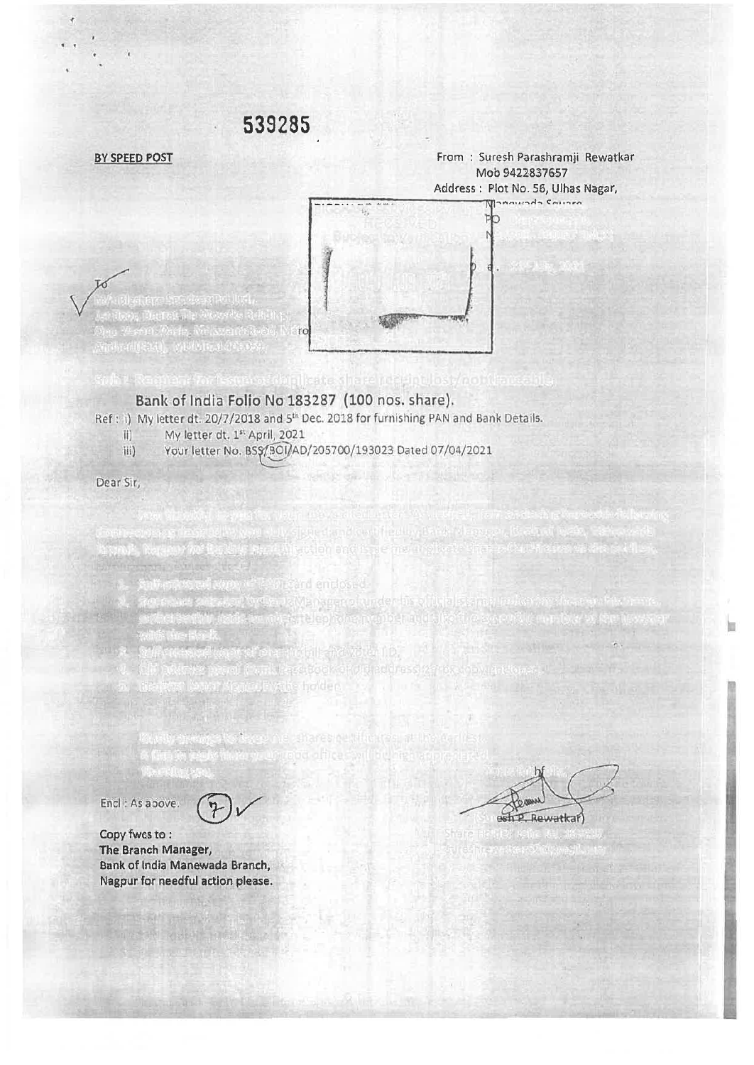539285

**BY SPEED POST**

From : Suresh Parashramji Rewatkar
Mob 9422837657
Address : Plot No. 56, Ulhas Nagar,

To

Bank of India Folio No 183287 (100 nos. share).

Ref : i) My letter dt. 20/7/2018 and 5th Dec. 2018 for furnishing PAN and Bank Details.

ii) My letter dt. 1st April, 2021

iii) Your letter No. BSS/BOI/AD/205700/193023 Dated 07/04/2021

Dear Sir,

Encl : As above. (7)

Copy fwcs to :
The Branch Manager,
Bank of India Manewada Branch,
Nagpur for needful action please.

(Suresh P. Rewatkar)